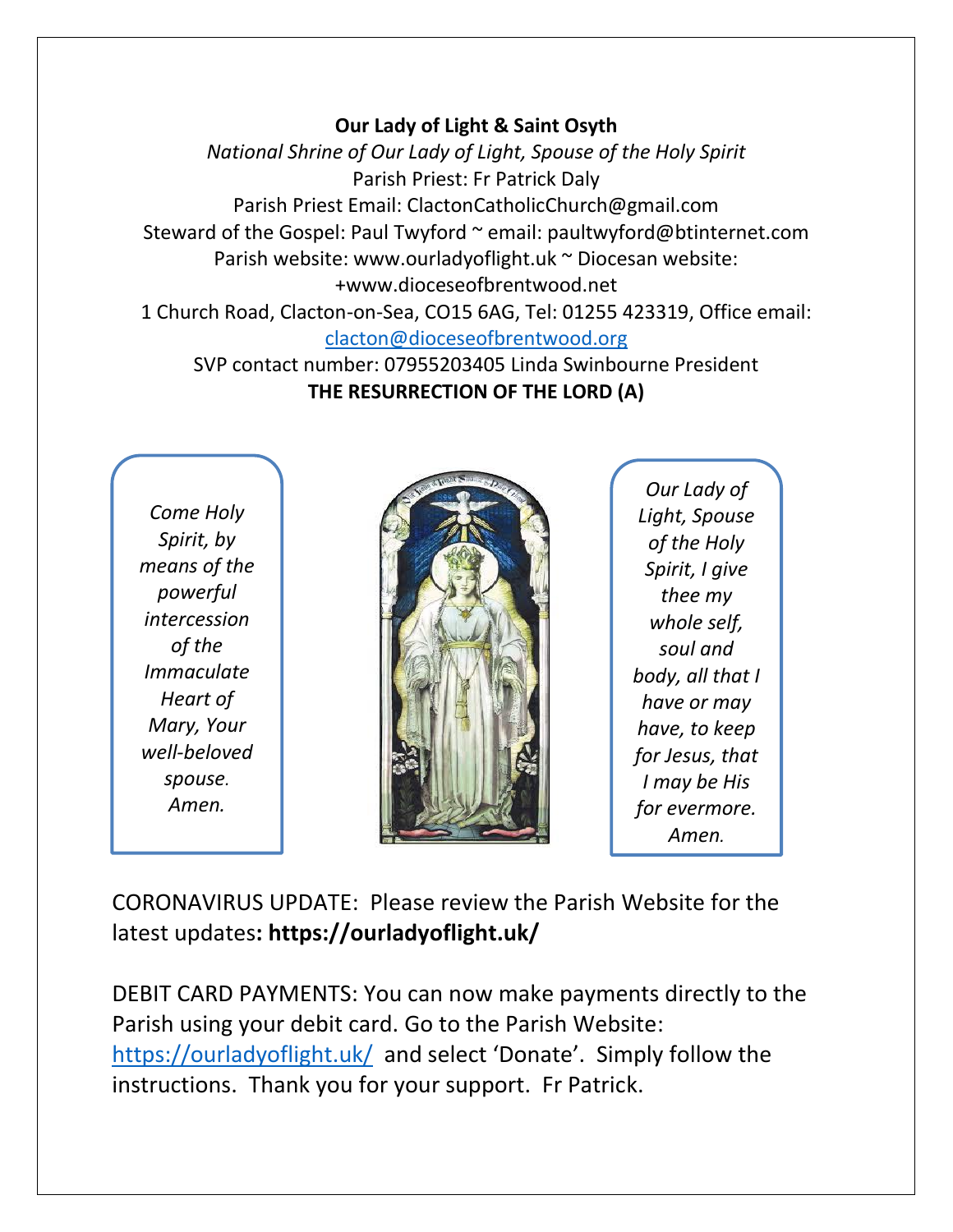**Our Lady of Light & Saint Osyth**

*National Shrine of Our Lady of Light, Spouse of the Holy Spirit*

Parish Priest: Fr Patrick Daly

Parish Priest Email: ClactonCatholicChurch@gmail.com

Steward of the Gospel: Paul Twyford ~ email: paultwyford@btinternet.com

Parish website: www.ourladyoflight.uk ~ Diocesan website: +www.dioceseofbrentwood.net

1 Church Road, Clacton-on-Sea, CO15 6AG, Tel: 01255 423319, Office email: clacton@dioceseofbrentwood.org

SVP contact number: 07955203405 Linda Swinbourne President

**THE RESURRECTION OF THE LORD (A)**

*Come Holy Spirit, by means of the powerful intercession of the Immaculate Heart of Mary, Your well-beloved spouse. Amen.*

*Our Lady of Light, Spouse of the Holy Spirit, I give thee my whole self, soul and body, all that I have or may have, to keep for Jesus, that I may be His for evermore. Amen.*

CORONAVIRUS UPDATE: Please review the Parish Website for the latest updates**: https://ourladyoflight.uk/**

DEBIT CARD PAYMENTS: You can now make payments directly to the Parish using your debit card. Go to the Parish Website: https://ourladyoflight.uk/ and select 'Donate'. Simply follow the instructions. Thank you for your support. Fr Patrick.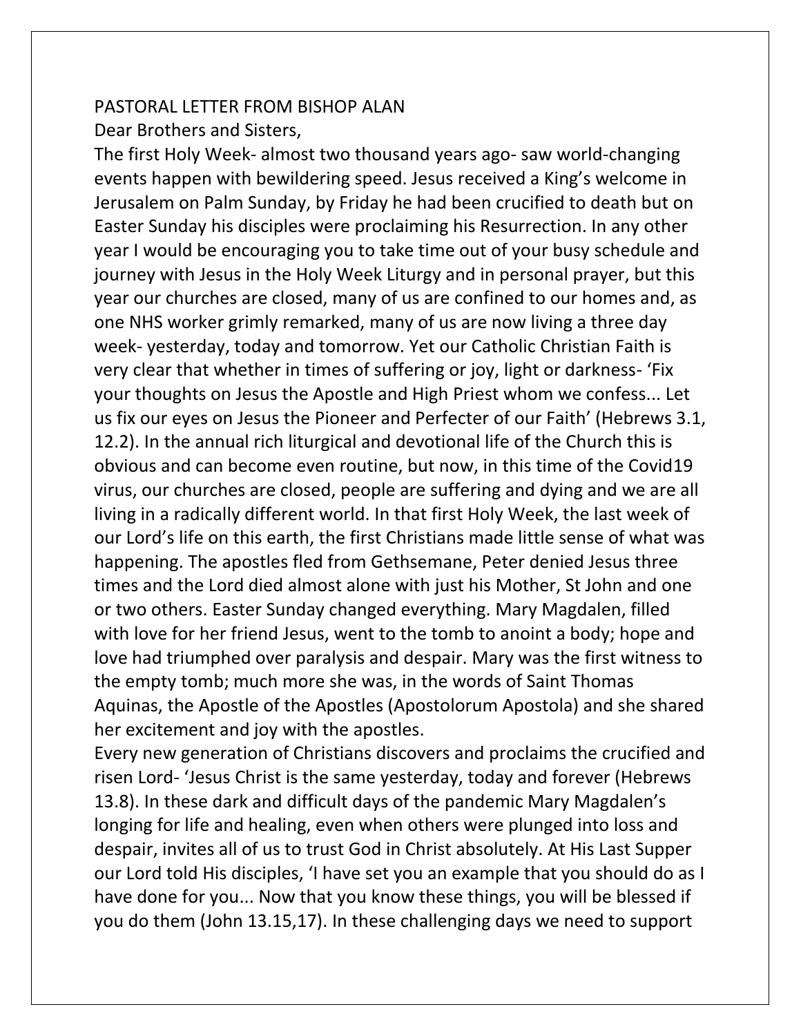PASTORAL LETTER FROM BISHOP ALAN

Dear Brothers and Sisters,

The first Holy Week- almost two thousand years ago- saw world-changing events happen with bewildering speed. Jesus received a King's welcome in Jerusalem on Palm Sunday, by Friday he had been crucified to death but on Easter Sunday his disciples were proclaiming his Resurrection. In any other year I would be encouraging you to take time out of your busy schedule and journey with Jesus in the Holy Week Liturgy and in personal prayer, but this year our churches are closed, many of us are confined to our homes and, as one NHS worker grimly remarked, many of us are now living a three day week- yesterday, today and tomorrow. Yet our Catholic Christian Faith is very clear that whether in times of suffering or joy, light or darkness- 'Fix your thoughts on Jesus the Apostle and High Priest whom we confess... Let us fix our eyes on Jesus the Pioneer and Perfecter of our Faith' (Hebrews 3.1, 12.2). In the annual rich liturgical and devotional life of the Church this is obvious and can become even routine, but now, in this time of the Covid19 virus, our churches are closed, people are suffering and dying and we are all living in a radically different world. In that first Holy Week, the last week of our Lord's life on this earth, the first Christians made little sense of what was happening. The apostles fled from Gethsemane, Peter denied Jesus three times and the Lord died almost alone with just his Mother, St John and one or two others. Easter Sunday changed everything. Mary Magdalen, filled with love for her friend Jesus, went to the tomb to anoint a body; hope and love had triumphed over paralysis and despair. Mary was the first witness to the empty tomb; much more she was, in the words of Saint Thomas Aquinas, the Apostle of the Apostles (Apostolorum Apostola) and she shared her excitement and joy with the apostles.

Every new generation of Christians discovers and proclaims the crucified and risen Lord- 'Jesus Christ is the same yesterday, today and forever (Hebrews 13.8). In these dark and difficult days of the pandemic Mary Magdalen's longing for life and healing, even when others were plunged into loss and despair, invites all of us to trust God in Christ absolutely. At His Last Supper our Lord told His disciples, 'I have set you an example that you should do as I have done for you... Now that you know these things, you will be blessed if you do them (John 13.15,17). In these challenging days we need to support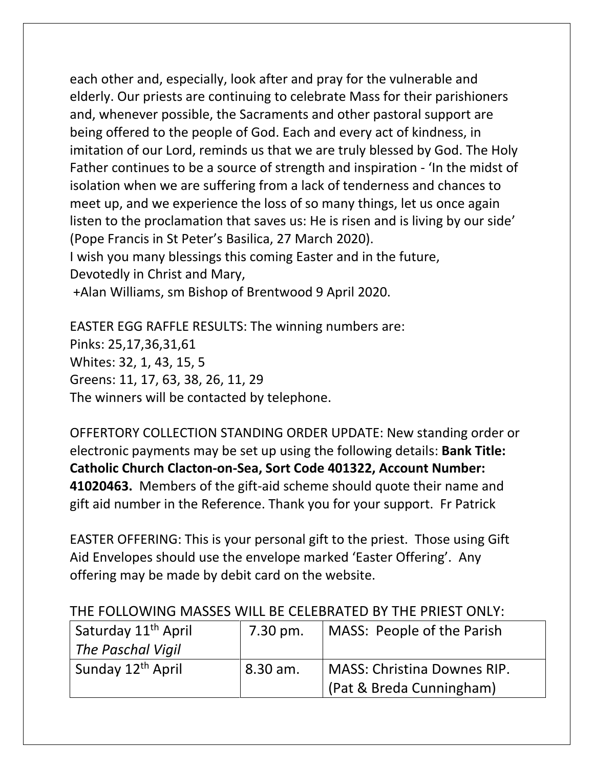each other and, especially, look after and pray for the vulnerable and elderly. Our priests are continuing to celebrate Mass for their parishioners and, whenever possible, the Sacraments and other pastoral support are being offered to the people of God. Each and every act of kindness, in imitation of our Lord, reminds us that we are truly blessed by God. The Holy Father continues to be a source of strength and inspiration - 'In the midst of isolation when we are suffering from a lack of tenderness and chances to meet up, and we experience the loss of so many things, let us once again listen to the proclamation that saves us: He is risen and is living by our side' (Pope Francis in St Peter's Basilica, 27 March 2020).
I wish you many blessings this coming Easter and in the future,
Devotedly in Christ and Mary,
+Alan Williams, sm Bishop of Brentwood 9 April 2020.

EASTER EGG RAFFLE RESULTS: The winning numbers are:
Pinks: 25,17,36,31,61
Whites: 32, 1, 43, 15, 5
Greens: 11, 17, 63, 38, 26, 11, 29
The winners will be contacted by telephone.

OFFERTORY COLLECTION STANDING ORDER UPDATE: New standing order or electronic payments may be set up using the following details: **Bank Title: Catholic Church Clacton-on-Sea, Sort Code 401322, Account Number: 41020463.** Members of the gift-aid scheme should quote their name and gift aid number in the Reference. Thank you for your support. Fr Patrick

EASTER OFFERING: This is your personal gift to the priest. Those using Gift Aid Envelopes should use the envelope marked 'Easter Offering'. Any offering may be made by debit card on the website.

THE FOLLOWING MASSES WILL BE CELEBRATED BY THE PRIEST ONLY:

| | | |
|---|---|---|
| Saturday 11th April *The Paschal Vigil* | 7.30 pm. | MASS: People of the Parish |
| Sunday 12th April | 8.30 am. | MASS: Christina Downes RIP. (Pat & Breda Cunningham) |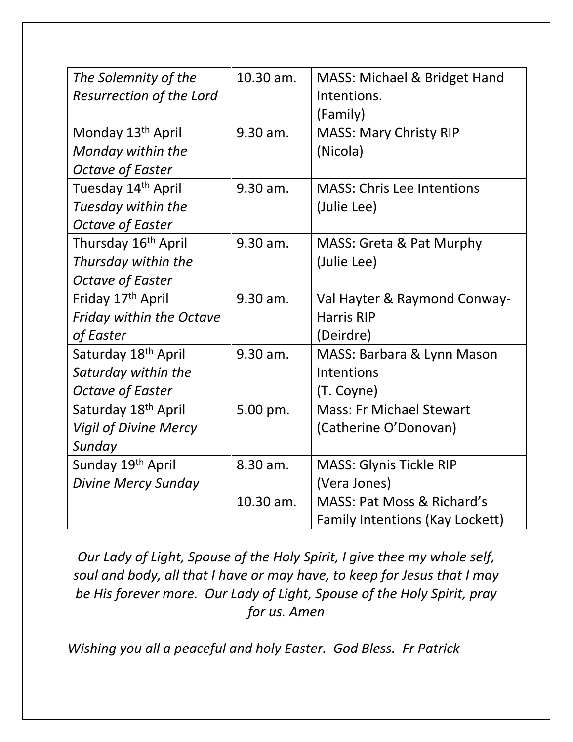| | | |
|---|---|---|
| *The Solemnity of the Resurrection of the Lord* | 10.30 am. | MASS: Michael & Bridget Hand Intentions. (Family) |
| Monday 13th April *Monday within the Octave of Easter* | 9.30 am. | MASS: Mary Christy RIP (Nicola) |
| Tuesday 14th April *Tuesday within the Octave of Easter* | 9.30 am. | MASS: Chris Lee Intentions (Julie Lee) |
| Thursday 16th April *Thursday within the Octave of Easter* | 9.30 am. | MASS: Greta & Pat Murphy (Julie Lee) |
| Friday 17th April *Friday within the Octave of Easter* | 9.30 am. | Val Hayter & Raymond Conway-Harris RIP (Deirdre) |
| Saturday 18th April *Saturday within the Octave of Easter* | 9.30 am. | MASS: Barbara & Lynn Mason Intentions (T. Coyne) |
| Saturday 18th April *Vigil of Divine Mercy Sunday* | 5.00 pm. | Mass: Fr Michael Stewart (Catherine O'Donovan) |
| Sunday 19th April *Divine Mercy Sunday* | 8.30 am.<br><br>10.30 am. | MASS: Glynis Tickle RIP (Vera Jones)<br>MASS: Pat Moss & Richard's Family Intentions (Kay Lockett) |

*Our Lady of Light, Spouse of the Holy Spirit, I give thee my whole self, soul and body, all that I have or may have, to keep for Jesus that I may be His forever more. Our Lady of Light, Spouse of the Holy Spirit, pray for us. Amen*

*Wishing you all a peaceful and holy Easter. God Bless. Fr Patrick*